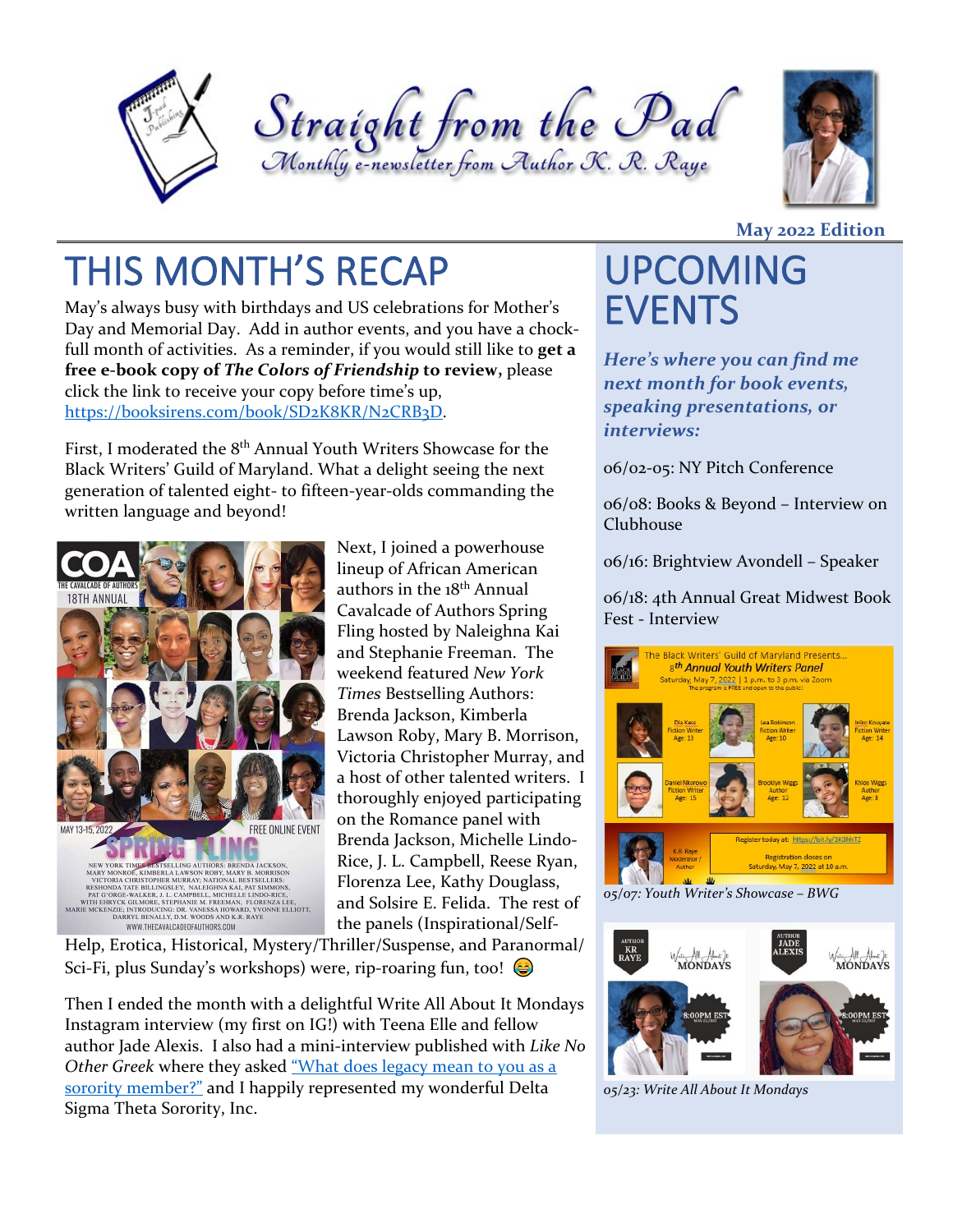# Straight from the Pad

*Monthly e-newsletter from Author K. R. Raye*

**May 2022 Edition**

## THIS MONTH'S RECAP

May's always busy with birthdays and US celebrations for Mother's Day and Memorial Day. Add in author events, and you have a chock-full month of activities. As a reminder, if you would still like to **get a free e-book copy of *The Colors of Friendship* to review,** please click the link to receive your copy before time's up, https://booksirens.com/book/SD2K8KR/N2CRB3D.

First, I moderated the 8th Annual Youth Writers Showcase for the Black Writers' Guild of Maryland. What a delight seeing the next generation of talented eight- to fifteen-year-olds commanding the written language and beyond!

Next, I joined a powerhouse lineup of African American authors in the 18th Annual Cavalcade of Authors Spring Fling hosted by Naleighna Kai and Stephanie Freeman. The weekend featured *New York Times* Bestselling Authors: Brenda Jackson, Kimberla Lawson Roby, Mary B. Morrison, Victoria Christopher Murray, and a host of other talented writers. I thoroughly enjoyed participating on the Romance panel with Brenda Jackson, Michelle Lindo-Rice, J. L. Campbell, Reese Ryan, Florenza Lee, Kathy Douglass, and Solsire E. Felida. The rest of the panels (Inspirational/Self-Help, Erotica, Historical, Mystery/Thriller/Suspense, and Paranormal/Sci-Fi, plus Sunday's workshops) were, rip-roaring fun, too! 😂

Then I ended the month with a delightful Write All About It Mondays Instagram interview (my first on IG!) with Teena Elle and fellow author Jade Alexis. I also had a mini-interview published with *Like No Other Greek* where they asked "What does legacy mean to you as a sorority member?" and I happily represented my wonderful Delta Sigma Theta Sorority, Inc.

## UPCOMING EVENTS

***Here's where you can find me next month for book events, speaking presentations, or interviews:***

06/02-05: NY Pitch Conference

06/08: Books & Beyond – Interview on Clubhouse

06/16: Brightview Avondell – Speaker

06/18: 4th Annual Great Midwest Book Fest - Interview

*05/07: Youth Writer's Showcase – BWG*

*05/23: Write All About It Mondays*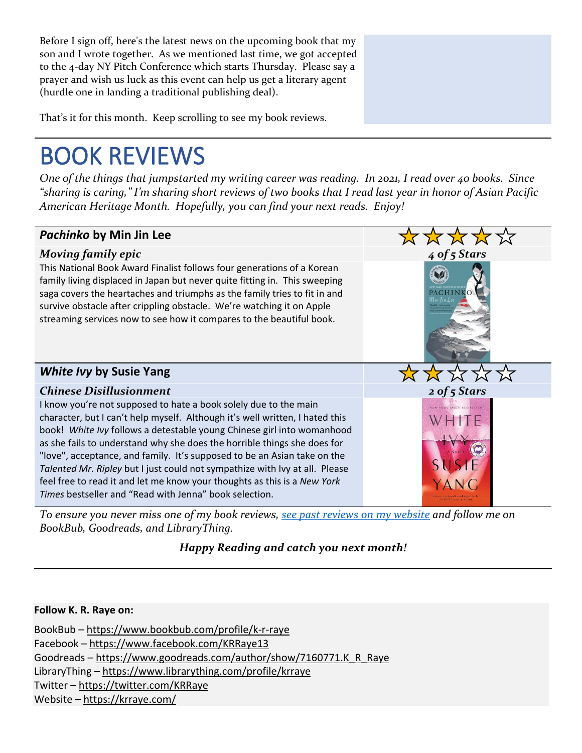Before I sign off, here's the latest news on the upcoming book that my son and I wrote together. As we mentioned last time, we got accepted to the 4-day NY Pitch Conference which starts Thursday. Please say a prayer and wish us luck as this event can help us get a literary agent (hurdle one in landing a traditional publishing deal).

That's it for this month. Keep scrolling to see my book reviews.

# BOOK REVIEWS

*One of the things that jumpstarted my writing career was reading. In 2021, I read over 40 books. Since "sharing is caring," I'm sharing short reviews of two books that I read last year in honor of Asian Pacific American Heritage Month. Hopefully, you can find your next reads. Enjoy!*

## *Pachinko* by Min Jin Lee

★★★★☆

***Moving family epic***

*4 of 5 Stars*

This National Book Award Finalist follows four generations of a Korean family living displaced in Japan but never quite fitting in. This sweeping saga covers the heartaches and triumphs as the family tries to fit in and survive obstacle after crippling obstacle. We're watching it on Apple streaming services now to see how it compares to the beautiful book.

## *White Ivy* by Susie Yang

★★☆☆☆

***Chinese Disillusionment***

*2 of 5 Stars*

I know you're not supposed to hate a book solely due to the main character, but I can't help myself. Although it's well written, I hated this book! *White Ivy* follows a detestable young Chinese girl into womanhood as she fails to understand why she does the horrible things she does for "love", acceptance, and family. It's supposed to be an Asian take on the *Talented Mr. Ripley* but I just could not sympathize with Ivy at all. Please feel free to read it and let me know your thoughts as this is a *New York Times* bestseller and "Read with Jenna" book selection.

*To ensure you never miss one of my book reviews, [see past reviews on my website](https://krraye.com/) and follow me on BookBub, Goodreads, and LibraryThing.*

***Happy Reading and catch you next month!***

**Follow K. R. Raye on:**

BookBub – https://www.bookbub.com/profile/k-r-raye
Facebook – https://www.facebook.com/KRRaye13
Goodreads – https://www.goodreads.com/author/show/7160771.K_R_Raye
LibraryThing – https://www.librarything.com/profile/krraye
Twitter – https://twitter.com/KRRaye
Website – https://krraye.com/